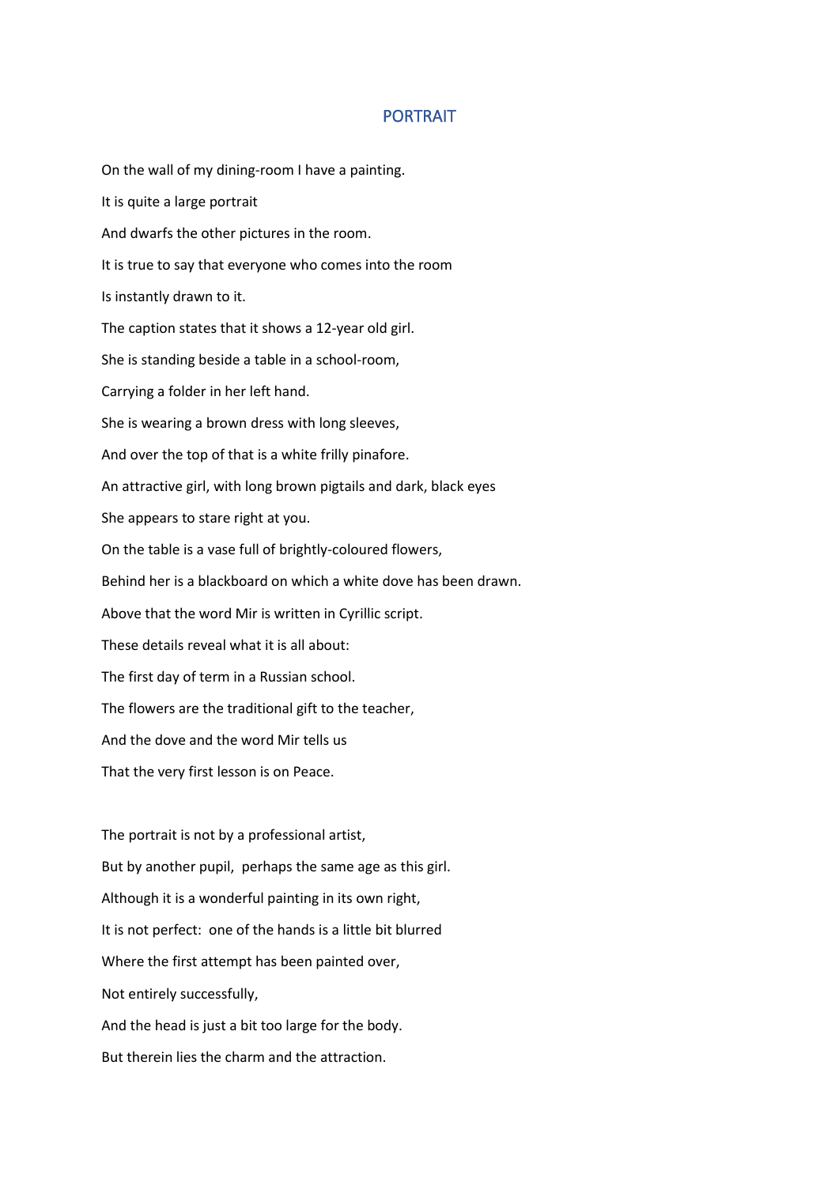# PORTRAIT

On the wall of my dining-room I have a painting.

It is quite a large portrait

And dwarfs the other pictures in the room.

It is true to say that everyone who comes into the room

Is instantly drawn to it.

The caption states that it shows a 12-year old girl.

She is standing beside a table in a school-room,

Carrying a folder in her left hand.

She is wearing a brown dress with long sleeves,

And over the top of that is a white frilly pinafore.

An attractive girl, with long brown pigtails and dark, black eyes

She appears to stare right at you.

On the table is a vase full of brightly-coloured flowers,

Behind her is a blackboard on which a white dove has been drawn.

Above that the word Mir is written in Cyrillic script.

These details reveal what it is all about:

The first day of term in a Russian school.

The flowers are the traditional gift to the teacher,

And the dove and the word Mir tells us

That the very first lesson is on Peace.

The portrait is not by a professional artist,

But by another pupil, perhaps the same age as this girl.

Although it is a wonderful painting in its own right,

It is not perfect: one of the hands is a little bit blurred

Where the first attempt has been painted over,

Not entirely successfully,

And the head is just a bit too large for the body.

But therein lies the charm and the attraction.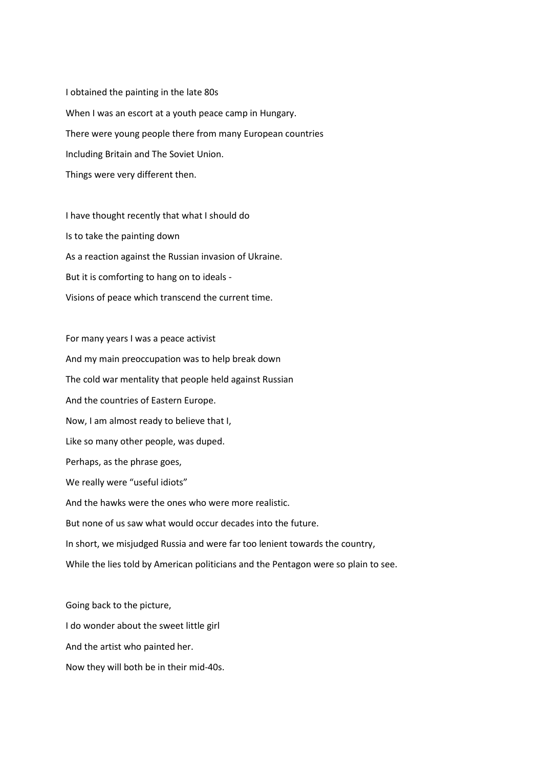I obtained the painting in the late 80s  
When I was an escort at a youth peace camp in Hungary.  
There were young people there from many European countries  
Including Britain and The Soviet Union.  
Things were very different then.

I have thought recently that what I should do  
Is to take the painting down  
As a reaction against the Russian invasion of Ukraine.  
But it is comforting to hang on to ideals -  
Visions of peace which transcend the current time.

For many years I was a peace activist  
And my main preoccupation was to help break down  
The cold war mentality that people held against Russian  
And the countries of Eastern Europe.  
Now, I am almost ready to believe that I,  
Like so many other people, was duped.  
Perhaps, as the phrase goes,  
We really were "useful idiots"  
And the hawks were the ones who were more realistic.  
But none of us saw what would occur decades into the future.  
In short, we misjudged Russia and were far too lenient towards the country,  
While the lies told by American politicians and the Pentagon were so plain to see.

Going back to the picture,  
I do wonder about the sweet little girl  
And the artist who painted her.  
Now they will both be in their mid-40s.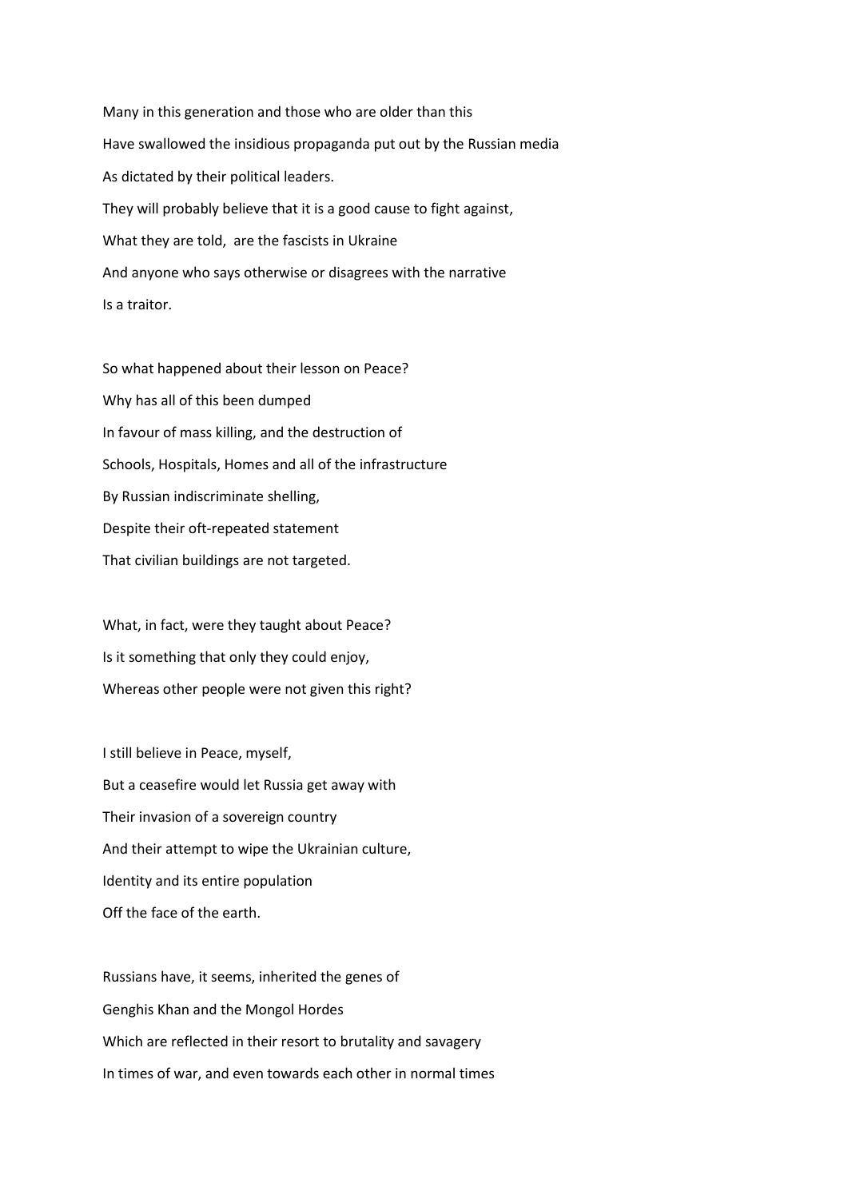Many in this generation and those who are older than this
Have swallowed the insidious propaganda put out by the Russian media
As dictated by their political leaders.
They will probably believe that it is a good cause to fight against,
What they are told, are the fascists in Ukraine
And anyone who says otherwise or disagrees with the narrative
Is a traitor.

So what happened about their lesson on Peace?
Why has all of this been dumped
In favour of mass killing, and the destruction of
Schools, Hospitals, Homes and all of the infrastructure
By Russian indiscriminate shelling,
Despite their oft-repeated statement
That civilian buildings are not targeted.

What, in fact, were they taught about Peace?
Is it something that only they could enjoy,
Whereas other people were not given this right?

I still believe in Peace, myself,
But a ceasefire would let Russia get away with
Their invasion of a sovereign country
And their attempt to wipe the Ukrainian culture,
Identity and its entire population
Off the face of the earth.

Russians have, it seems, inherited the genes of
Genghis Khan and the Mongol Hordes
Which are reflected in their resort to brutality and savagery
In times of war, and even towards each other in normal times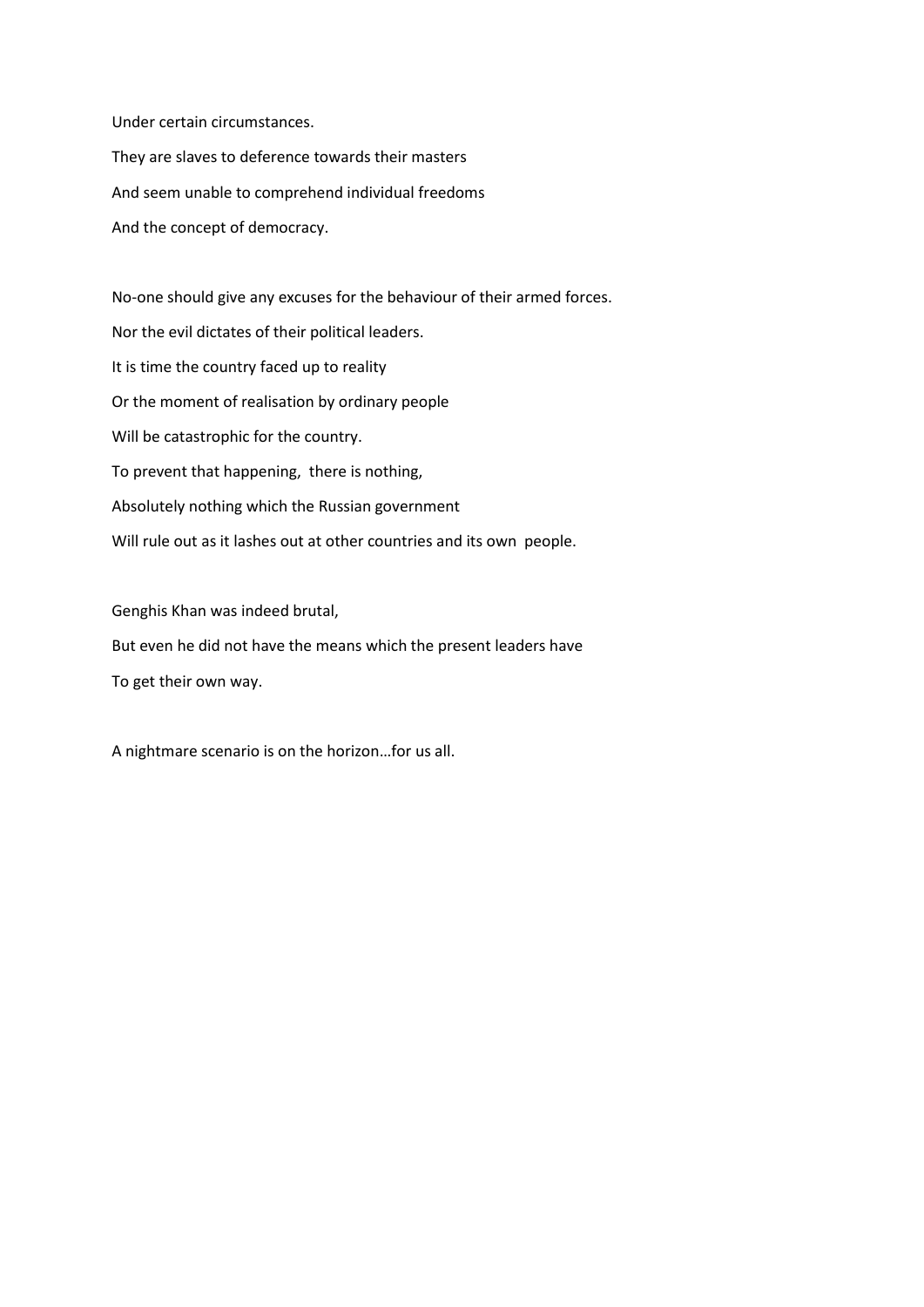Under certain circumstances.

They are slaves to deference towards their masters

And seem unable to comprehend individual freedoms

And the concept of democracy.

No-one should give any excuses for the behaviour of their armed forces.

Nor the evil dictates of their political leaders.

It is time the country faced up to reality

Or the moment of realisation by ordinary people

Will be catastrophic for the country.

To prevent that happening,  there is nothing,

Absolutely nothing which the Russian government

Will rule out as it lashes out at other countries and its own  people.

Genghis Khan was indeed brutal,

But even he did not have the means which the present leaders have

To get their own way.

A nightmare scenario is on the horizon…for us all.